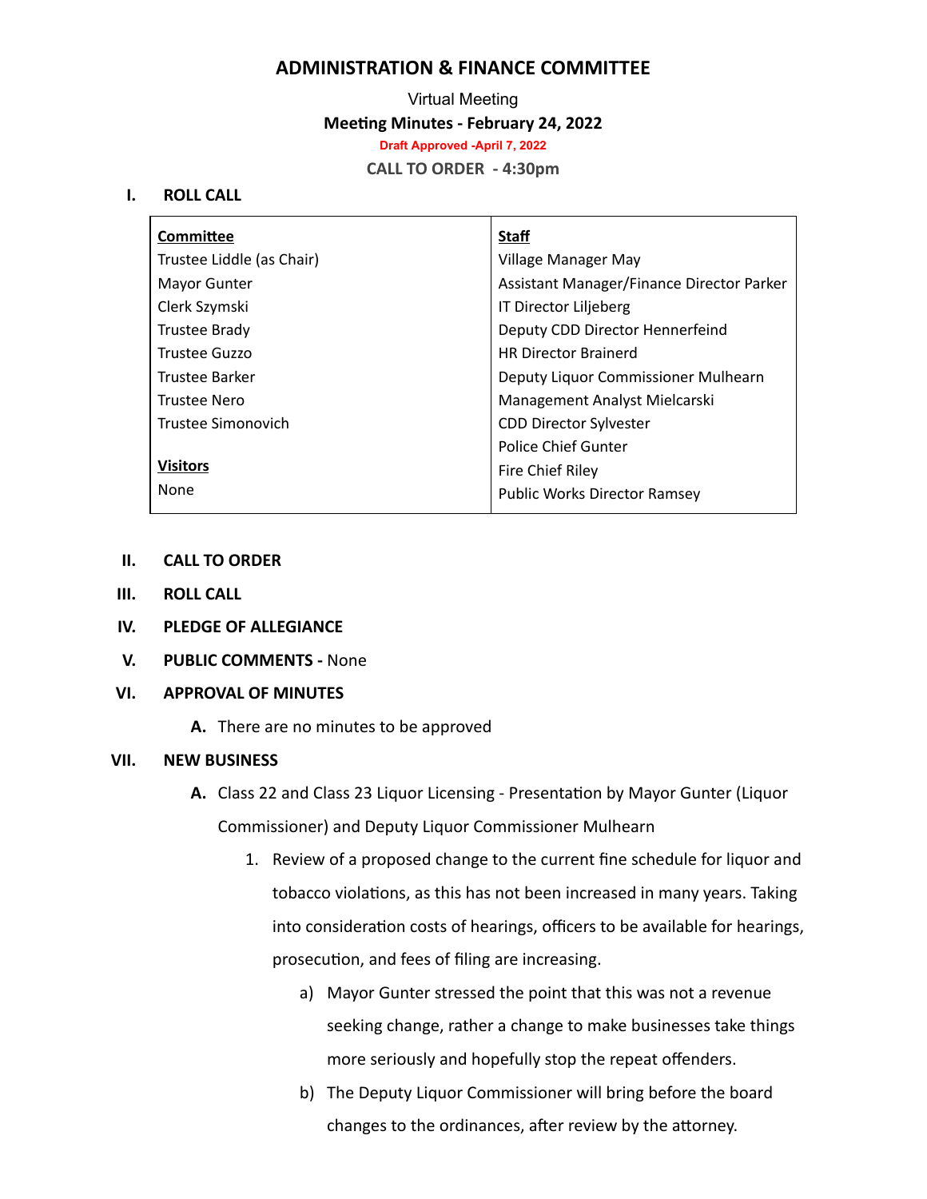# ADMINISTRATION & FINANCE COMMITTEE

Virtual Meeting

**Meeting Minutes - February 24, 2022**

**Draft Approved -April 7, 2022**

**CALL TO ORDER - 4:30pm**

## I. ROLL CALL

| **Committee** | **Staff** |
|---|---|
| Trustee Liddle (as Chair) | Village Manager May |
| Mayor Gunter | Assistant Manager/Finance Director Parker |
| Clerk Szymski | IT Director Liljeberg |
| Trustee Brady | Deputy CDD Director Hennerfeind |
| Trustee Guzzo | HR Director Brainerd |
| Trustee Barker | Deputy Liquor Commissioner Mulhearn |
| Trustee Nero | Management Analyst Mielcarski |
| Trustee Simonovich | CDD Director Sylvester |
| | Police Chief Gunter |
| **Visitors** | Fire Chief Riley |
| None | Public Works Director Ramsey |

## II. CALL TO ORDER

## III. ROLL CALL

## IV. PLEDGE OF ALLEGIANCE

## V. PUBLIC COMMENTS - None

## VI. APPROVAL OF MINUTES

**A.** There are no minutes to be approved

## VII. NEW BUSINESS

**A.** Class 22 and Class 23 Liquor Licensing - Presentation by Mayor Gunter (Liquor Commissioner) and Deputy Liquor Commissioner Mulhearn

1. Review of a proposed change to the current fine schedule for liquor and tobacco violations, as this has not been increased in many years. Taking into consideration costs of hearings, officers to be available for hearings, prosecution, and fees of filing are increasing.
   a) Mayor Gunter stressed the point that this was not a revenue seeking change, rather a change to make businesses take things more seriously and hopefully stop the repeat offenders.
   b) The Deputy Liquor Commissioner will bring before the board changes to the ordinances, after review by the attorney.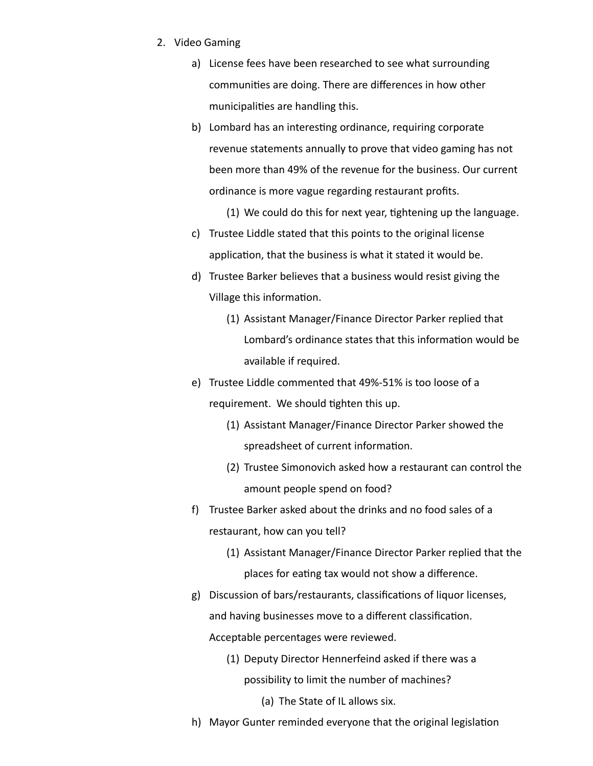2. Video Gaming

   a) License fees have been researched to see what surrounding communities are doing. There are differences in how other municipalities are handling this.

   b) Lombard has an interesting ordinance, requiring corporate revenue statements annually to prove that video gaming has not been more than 49% of the revenue for the business. Our current ordinance is more vague regarding restaurant profits.

      (1) We could do this for next year, tightening up the language.

   c) Trustee Liddle stated that this points to the original license application, that the business is what it stated it would be.

   d) Trustee Barker believes that a business would resist giving the Village this information.

      (1) Assistant Manager/Finance Director Parker replied that Lombard's ordinance states that this information would be available if required.

   e) Trustee Liddle commented that 49%-51% is too loose of a requirement. We should tighten this up.

      (1) Assistant Manager/Finance Director Parker showed the spreadsheet of current information.

      (2) Trustee Simonovich asked how a restaurant can control the amount people spend on food?

   f) Trustee Barker asked about the drinks and no food sales of a restaurant, how can you tell?

      (1) Assistant Manager/Finance Director Parker replied that the places for eating tax would not show a difference.

   g) Discussion of bars/restaurants, classifications of liquor licenses, and having businesses move to a different classification. Acceptable percentages were reviewed.

      (1) Deputy Director Hennerfeind asked if there was a possibility to limit the number of machines?

         (a) The State of IL allows six.

   h) Mayor Gunter reminded everyone that the original legislation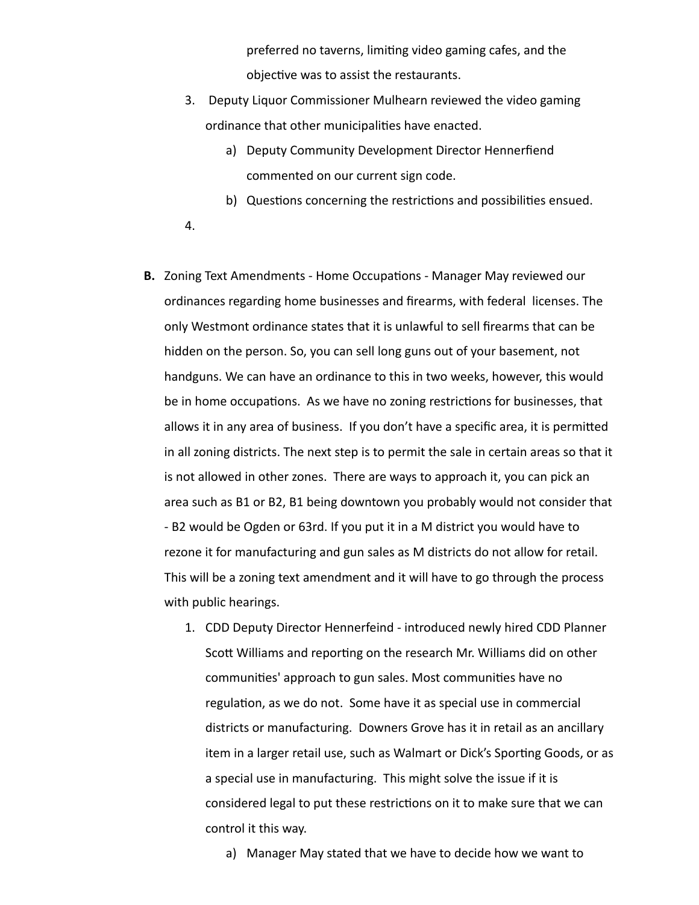preferred no taverns, limiting video gaming cafes, and the objective was to assist the restaurants.

3. Deputy Liquor Commissioner Mulhearn reviewed the video gaming ordinance that other municipalities have enacted.
   a) Deputy Community Development Director Hennerfiend commented on our current sign code.
   b) Questions concerning the restrictions and possibilities ensued.
4. 

**B.** Zoning Text Amendments - Home Occupations - Manager May reviewed our ordinances regarding home businesses and firearms, with federal licenses. The only Westmont ordinance states that it is unlawful to sell firearms that can be hidden on the person. So, you can sell long guns out of your basement, not handguns. We can have an ordinance to this in two weeks, however, this would be in home occupations. As we have no zoning restrictions for businesses, that allows it in any area of business. If you don't have a specific area, it is permitted in all zoning districts. The next step is to permit the sale in certain areas so that it is not allowed in other zones. There are ways to approach it, you can pick an area such as B1 or B2, B1 being downtown you probably would not consider that - B2 would be Ogden or 63rd. If you put it in a M district you would have to rezone it for manufacturing and gun sales as M districts do not allow for retail. This will be a zoning text amendment and it will have to go through the process with public hearings.

1. CDD Deputy Director Hennerfeind - introduced newly hired CDD Planner Scott Williams and reporting on the research Mr. Williams did on other communities' approach to gun sales. Most communities have no regulation, as we do not. Some have it as special use in commercial districts or manufacturing. Downers Grove has it in retail as an ancillary item in a larger retail use, such as Walmart or Dick's Sporting Goods, or as a special use in manufacturing. This might solve the issue if it is considered legal to put these restrictions on it to make sure that we can control it this way.
   a) Manager May stated that we have to decide how we want to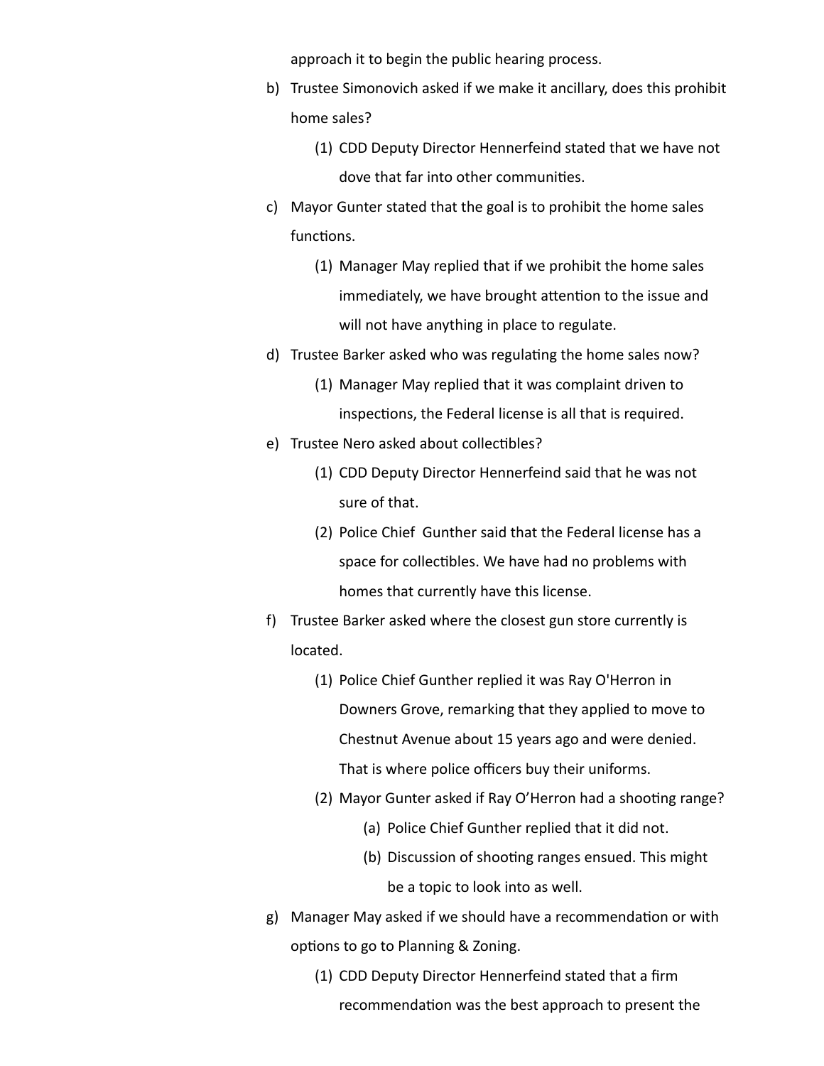approach it to begin the public hearing process.

b) Trustee Simonovich asked if we make it ancillary, does this prohibit home sales?
    (1) CDD Deputy Director Hennerfeind stated that we have not dove that far into other communities.

c) Mayor Gunter stated that the goal is to prohibit the home sales functions.
    (1) Manager May replied that if we prohibit the home sales immediately, we have brought attention to the issue and will not have anything in place to regulate.

d) Trustee Barker asked who was regulating the home sales now?
    (1) Manager May replied that it was complaint driven to inspections, the Federal license is all that is required.

e) Trustee Nero asked about collectibles?
    (1) CDD Deputy Director Hennerfeind said that he was not sure of that.
    (2) Police Chief  Gunther said that the Federal license has a space for collectibles. We have had no problems with homes that currently have this license.

f) Trustee Barker asked where the closest gun store currently is located.
    (1) Police Chief Gunther replied it was Ray O'Herron in Downers Grove, remarking that they applied to move to Chestnut Avenue about 15 years ago and were denied. That is where police officers buy their uniforms.
    (2) Mayor Gunter asked if Ray O'Herron had a shooting range?
        (a) Police Chief Gunther replied that it did not.
        (b) Discussion of shooting ranges ensued. This might be a topic to look into as well.

g) Manager May asked if we should have a recommendation or with options to go to Planning & Zoning.
    (1) CDD Deputy Director Hennerfeind stated that a firm recommendation was the best approach to present the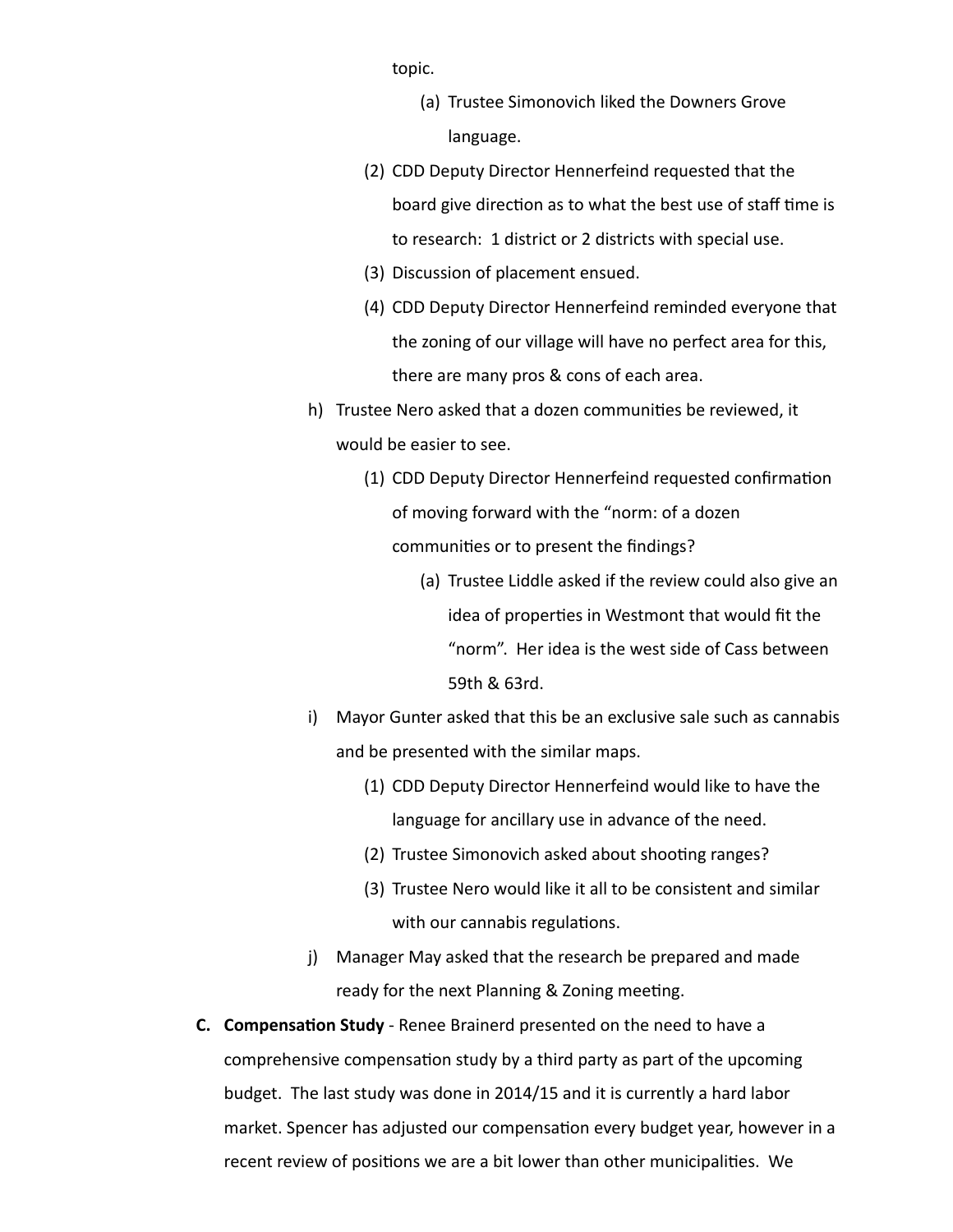topic.

(a) Trustee Simonovich liked the Downers Grove language.

(2) CDD Deputy Director Hennerfeind requested that the board give direction as to what the best use of staff time is to research: 1 district or 2 districts with special use.

(3) Discussion of placement ensued.

(4) CDD Deputy Director Hennerfeind reminded everyone that the zoning of our village will have no perfect area for this, there are many pros & cons of each area.

h) Trustee Nero asked that a dozen communities be reviewed, it would be easier to see.

(1) CDD Deputy Director Hennerfeind requested confirmation of moving forward with the "norm: of a dozen communities or to present the findings?

(a) Trustee Liddle asked if the review could also give an idea of properties in Westmont that would fit the "norm". Her idea is the west side of Cass between 59th & 63rd.

i) Mayor Gunter asked that this be an exclusive sale such as cannabis and be presented with the similar maps.

(1) CDD Deputy Director Hennerfeind would like to have the language for ancillary use in advance of the need.

(2) Trustee Simonovich asked about shooting ranges?

(3) Trustee Nero would like it all to be consistent and similar with our cannabis regulations.

j) Manager May asked that the research be prepared and made ready for the next Planning & Zoning meeting.

**C. Compensation Study** - Renee Brainerd presented on the need to have a comprehensive compensation study by a third party as part of the upcoming budget. The last study was done in 2014/15 and it is currently a hard labor market. Spencer has adjusted our compensation every budget year, however in a recent review of positions we are a bit lower than other municipalities. We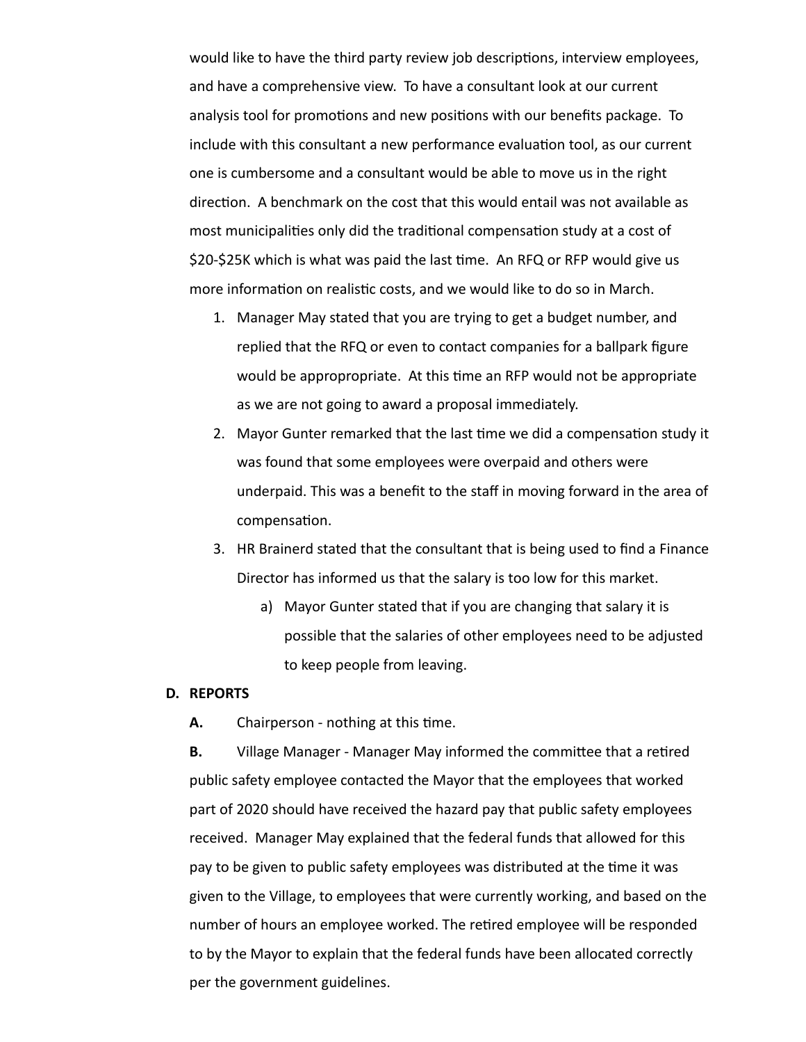would like to have the third party review job descriptions, interview employees, and have a comprehensive view. To have a consultant look at our current analysis tool for promotions and new positions with our benefits package. To include with this consultant a new performance evaluation tool, as our current one is cumbersome and a consultant would be able to move us in the right direction. A benchmark on the cost that this would entail was not available as most municipalities only did the traditional compensation study at a cost of $20-$25K which is what was paid the last time. An RFQ or RFP would give us more information on realistic costs, and we would like to do so in March.

1. Manager May stated that you are trying to get a budget number, and replied that the RFQ or even to contact companies for a ballpark figure would be approppropriate. At this time an RFP would not be appropriate as we are not going to award a proposal immediately.
2. Mayor Gunter remarked that the last time we did a compensation study it was found that some employees were overpaid and others were underpaid. This was a benefit to the staff in moving forward in the area of compensation.
3. HR Brainerd stated that the consultant that is being used to find a Finance Director has informed us that the salary is too low for this market.
    a) Mayor Gunter stated that if you are changing that salary it is possible that the salaries of other employees need to be adjusted to keep people from leaving.

**D. REPORTS**

**A.** Chairperson - nothing at this time.

**B.** Village Manager - Manager May informed the committee that a retired public safety employee contacted the Mayor that the employees that worked part of 2020 should have received the hazard pay that public safety employees received. Manager May explained that the federal funds that allowed for this pay to be given to public safety employees was distributed at the time it was given to the Village, to employees that were currently working, and based on the number of hours an employee worked. The retired employee will be responded to by the Mayor to explain that the federal funds have been allocated correctly per the government guidelines.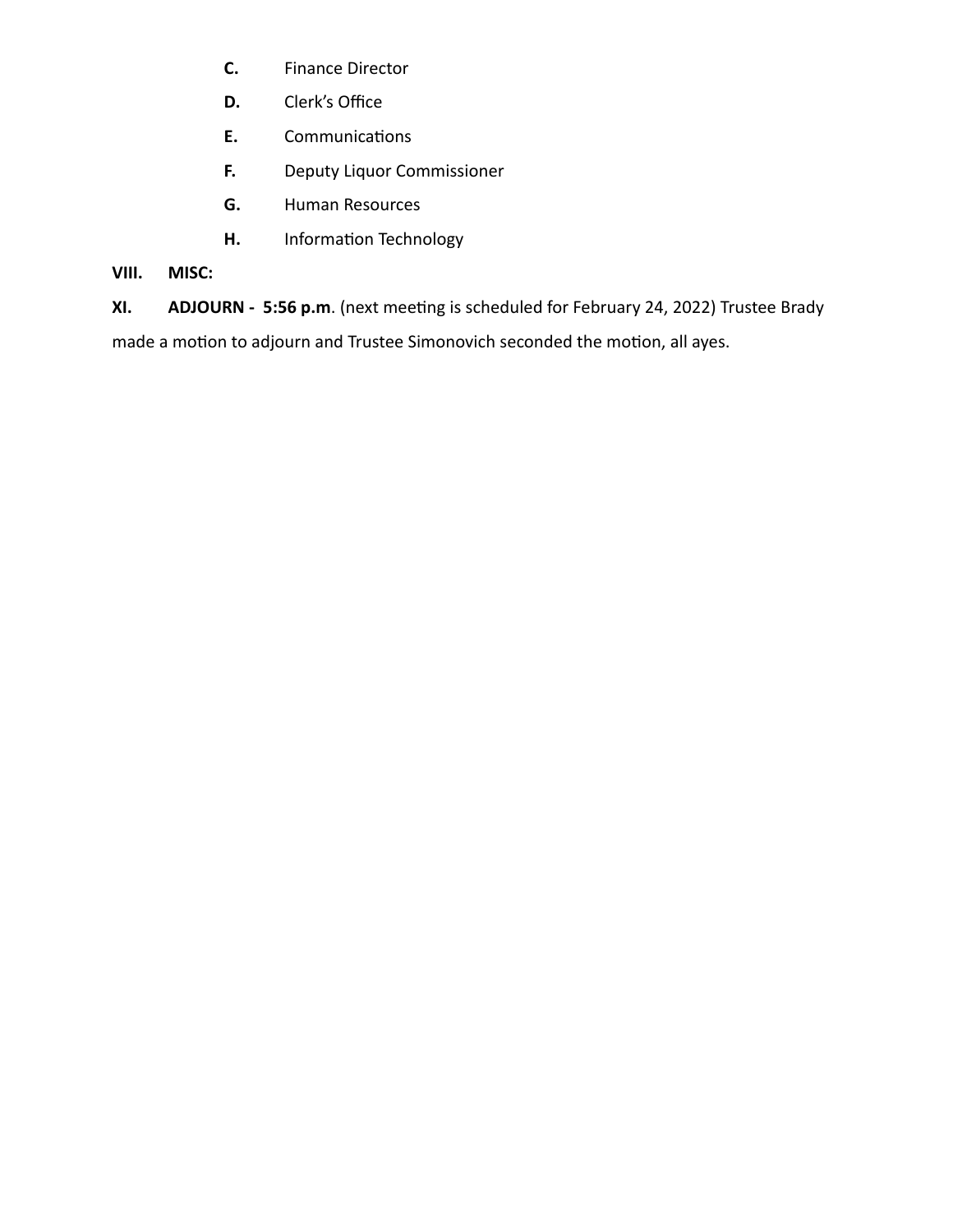- **C.** Finance Director
- **D.** Clerk's Office
- **E.** Communications
- **F.** Deputy Liquor Commissioner
- **G.** Human Resources
- **H.** Information Technology

**VIII. MISC:**

**XI. ADJOURN - 5:56 p.m**. (next meeting is scheduled for February 24, 2022) Trustee Brady made a motion to adjourn and Trustee Simonovich seconded the motion, all ayes.